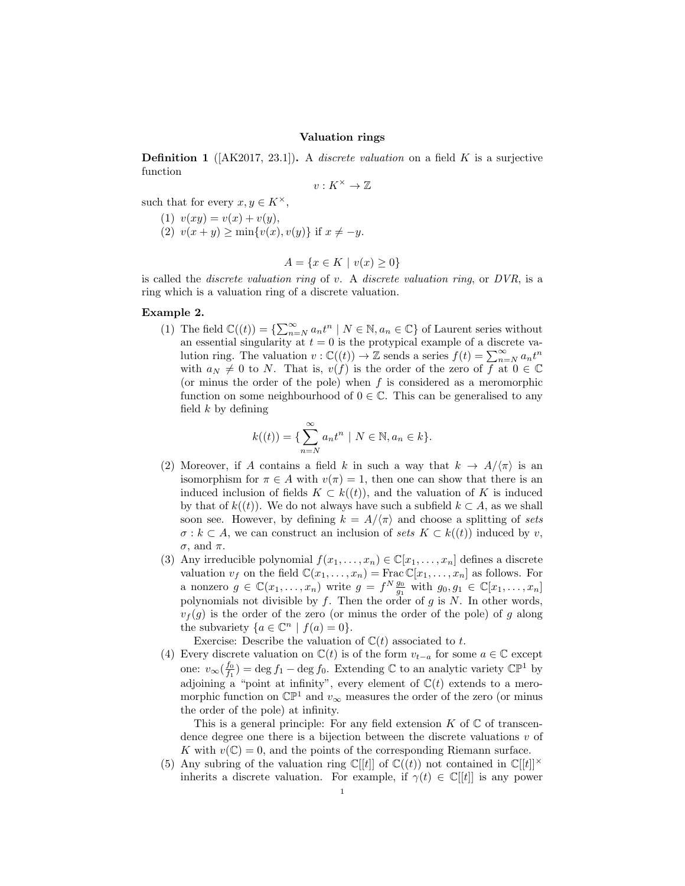# Valuation rings

**Definition 1** ([AK2017, 23.1])**.** A *discrete valuation* on a field $K$ is a surjective function

$$v : K^\times \to \mathbb{Z}$$

such that for every $x, y \in K^\times$,

(1) $v(xy) = v(x) + v(y)$,

(2) $v(x + y) \geq \min\{v(x), v(y)\}$ if $x \neq -y$.

$$A = \{x \in K \mid v(x) \geq 0\}$$

is called the *discrete valuation ring* of $v$. A *discrete valuation ring*, or *DVR*, is a ring which is a valuation ring of a discrete valuation.

**Example 2.**

(1) The field $\mathbb{C}((t)) = \{\sum_{n=N}^{\infty} a_n t^n \mid N \in \mathbb{N}, a_n \in \mathbb{C}\}$ of Laurent series without an essential singularity at $t = 0$ is the protypical example of a discrete valution ring. The valuation $v : \mathbb{C}((t)) \to \mathbb{Z}$ sends a series $f(t) = \sum_{n=N}^{\infty} a_n t^n$ with $a_N \neq 0$ to $N$. That is, $v(f)$ is the order of the zero of $f$ at $0 \in \mathbb{C}$ (or minus the order of the pole) when $f$ is considered as a meromorphic function on some neighbourhood of $0 \in \mathbb{C}$. This can be generalised to any field $k$ by defining

$$k((t)) = \{\sum_{n=N}^{\infty} a_n t^n \mid N \in \mathbb{N}, a_n \in k\}.$$

(2) Moreover, if $A$ contains a field $k$ in such a way that $k \to A/\langle \pi \rangle$ is an isomorphism for $\pi \in A$ with $v(\pi) = 1$, then one can show that there is an induced inclusion of fields $K \subset k((t))$, and the valuation of $K$ is induced by that of $k((t))$. We do not always have such a subfield $k \subset A$, as we shall soon see. However, by defining $k = A/\langle \pi \rangle$ and choose a splitting of *sets* $\sigma : k \subset A$, we can construct an inclusion of *sets* $K \subset k((t))$ induced by $v$, $\sigma$, and $\pi$.

(3) Any irreducible polynomial $f(x_1, \ldots, x_n) \in \mathbb{C}[x_1, \ldots, x_n]$ defines a discrete valuation $v_f$ on the field $\mathbb{C}(x_1, \ldots, x_n) = \operatorname{Frac} \mathbb{C}[x_1, \ldots, x_n]$ as follows. For a nonzero $g \in \mathbb{C}(x_1, \ldots, x_n)$ write $g = f^N \frac{g_0}{g_1}$ with $g_0, g_1 \in \mathbb{C}[x_1, \ldots, x_n]$ polynomials not divisible by $f$. Then the order of $g$ is $N$. In other words, $v_f(g)$ is the order of the zero (or minus the order of the pole) of $g$ along the subvariety $\{a \in \mathbb{C}^n \mid f(a) = 0\}$.

Exercise: Describe the valuation of $\mathbb{C}(t)$ associated to $t$.

(4) Every discrete valuation on $\mathbb{C}(t)$ is of the form $v_{t-a}$ for some $a \in \mathbb{C}$ except one: $v_\infty(\frac{f_0}{f_1}) = \deg f_1 - \deg f_0$. Extending $\mathbb{C}$ to an analytic variety $\mathbb{CP}^1$ by adjoining a "point at infinity", every element of $\mathbb{C}(t)$ extends to a meromorphic function on $\mathbb{CP}^1$ and $v_\infty$ measures the order of the zero (or minus the order of the pole) at infinity.

This is a general principle: For any field extension $K$ of $\mathbb{C}$ of transcendence degree one there is a bijection between the discrete valuations $v$ of $K$ with $v(\mathbb{C}) = 0$, and the points of the corresponding Riemann surface.

(5) Any subring of the valuation ring $\mathbb{C}[[t]]$ of $\mathbb{C}((t))$ not contained in $\mathbb{C}[[t]]^\times$ inherits a discrete valuation. For example, if $\gamma(t) \in \mathbb{C}[[t]]$ is any power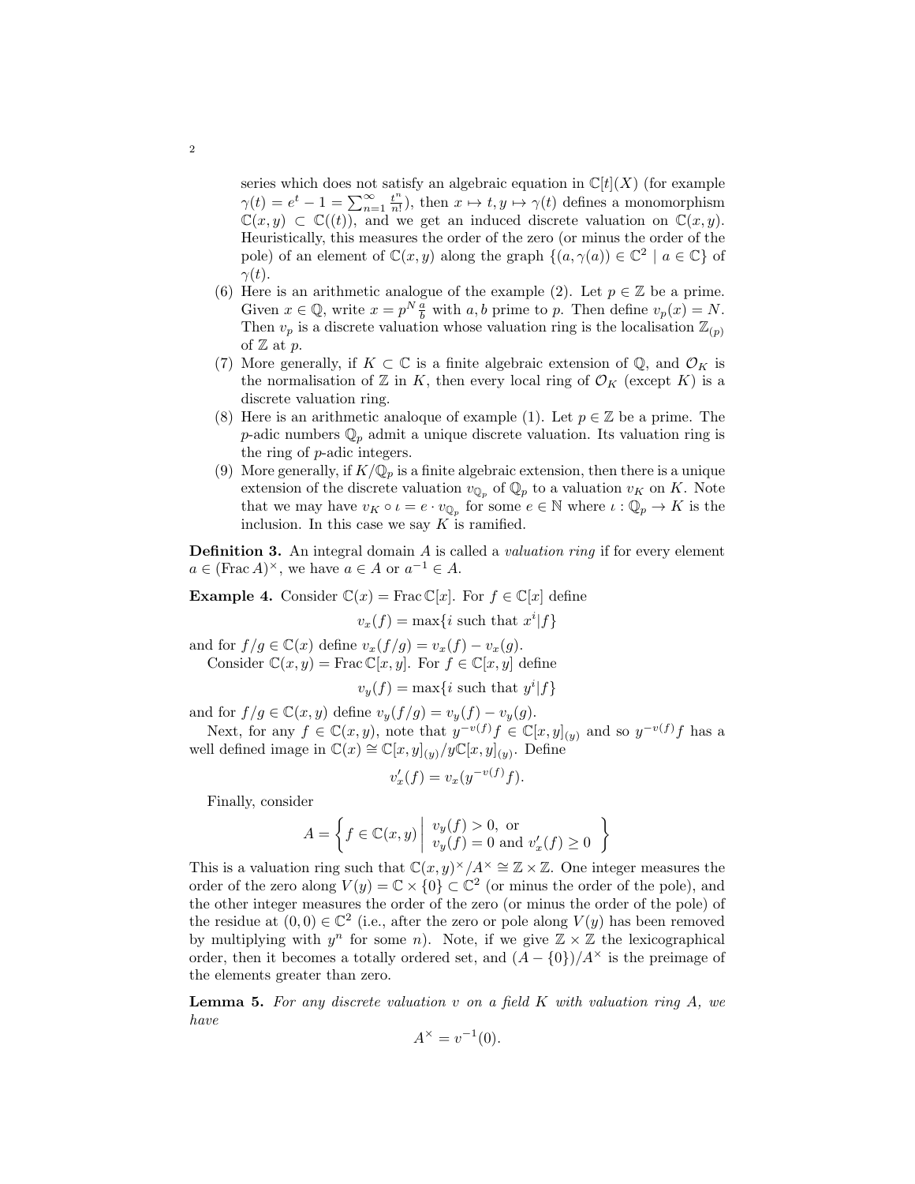series which does not satisfy an algebraic equation in $\mathbb{C}[t](X)$ (for example $\gamma(t) = e^t - 1 = \sum_{n=1}^{\infty} \frac{t^n}{n!}$), then $x \mapsto t, y \mapsto \gamma(t)$ defines a monomorphism $\mathbb{C}(x,y) \subset \mathbb{C}((t))$, and we get an induced discrete valuation on $\mathbb{C}(x,y)$. Heuristically, this measures the order of the zero (or minus the order of the pole) of an element of $\mathbb{C}(x,y)$ along the graph $\{(a, \gamma(a)) \in \mathbb{C}^2 \mid a \in \mathbb{C}\}$ of $\gamma(t)$.

(6) Here is an arithmetic analogue of the example (2). Let $p \in \mathbb{Z}$ be a prime. Given $x \in \mathbb{Q}$, write $x = p^N \frac{a}{b}$ with $a, b$ prime to $p$. Then define $v_p(x) = N$. Then $v_p$ is a discrete valuation whose valuation ring is the localisation $\mathbb{Z}_{(p)}$ of $\mathbb{Z}$ at $p$.

(7) More generally, if $K \subset \mathbb{C}$ is a finite algebraic extension of $\mathbb{Q}$, and $\mathcal{O}_K$ is the normalisation of $\mathbb{Z}$ in $K$, then every local ring of $\mathcal{O}_K$ (except $K$) is a discrete valuation ring.

(8) Here is an arithmetic analoque of example (1). Let $p \in \mathbb{Z}$ be a prime. The $p$-adic numbers $\mathbb{Q}_p$ admit a unique discrete valuation. Its valuation ring is the ring of $p$-adic integers.

(9) More generally, if $K/\mathbb{Q}_p$ is a finite algebraic extension, then there is a unique extension of the discrete valuation $v_{\mathbb{Q}_p}$ of $\mathbb{Q}_p$ to a valuation $v_K$ on $K$. Note that we may have $v_K \circ \iota = e \cdot v_{\mathbb{Q}_p}$ for some $e \in \mathbb{N}$ where $\iota : \mathbb{Q}_p \to K$ is the inclusion. In this case we say $K$ is ramified.

**Definition 3.** An integral domain $A$ is called a *valuation ring* if for every element $a \in (\operatorname{Frac} A)^\times$, we have $a \in A$ or $a^{-1} \in A$.

**Example 4.** Consider $\mathbb{C}(x) = \operatorname{Frac} \mathbb{C}[x]$. For $f \in \mathbb{C}[x]$ define

$$v_x(f) = \max\{i \text{ such that } x^i | f\}$$

and for $f/g \in \mathbb{C}(x)$ define $v_x(f/g) = v_x(f) - v_x(g)$.

Consider $\mathbb{C}(x,y) = \operatorname{Frac} \mathbb{C}[x,y]$. For $f \in \mathbb{C}[x,y]$ define

$$v_y(f) = \max\{i \text{ such that } y^i | f\}$$

and for $f/g \in \mathbb{C}(x,y)$ define $v_y(f/g) = v_y(f) - v_y(g)$.

Next, for any $f \in \mathbb{C}(x,y)$, note that $y^{-v(f)} f \in \mathbb{C}[x,y]_{(y)}$ and so $y^{-v(f)} f$ has a well defined image in $\mathbb{C}(x) \cong \mathbb{C}[x,y]_{(y)} / y\mathbb{C}[x,y]_{(y)}$. Define

$$v'_x(f) = v_x(y^{-v(f)} f).$$

Finally, consider

$$A = \left\{ f \in \mathbb{C}(x,y) \;\middle|\; \begin{array}{l} v_y(f) > 0, \text{ or} \\ v_y(f) = 0 \text{ and } v'_x(f) \geq 0 \end{array} \right\}$$

This is a valuation ring such that $\mathbb{C}(x,y)^\times / A^\times \cong \mathbb{Z} \times \mathbb{Z}$. One integer measures the order of the zero along $V(y) = \mathbb{C} \times \{0\} \subset \mathbb{C}^2$ (or minus the order of the pole), and the other integer measures the order of the zero (or minus the order of the pole) of the residue at $(0,0) \in \mathbb{C}^2$ (i.e., after the zero or pole along $V(y)$ has been removed by multiplying with $y^n$ for some $n$). Note, if we give $\mathbb{Z} \times \mathbb{Z}$ the lexicographical order, then it becomes a totally ordered set, and $(A - \{0\})/A^\times$ is the preimage of the elements greater than zero.

**Lemma 5.** *For any discrete valuation $v$ on a field $K$ with valuation ring $A$, we have*

$$A^\times = v^{-1}(0).$$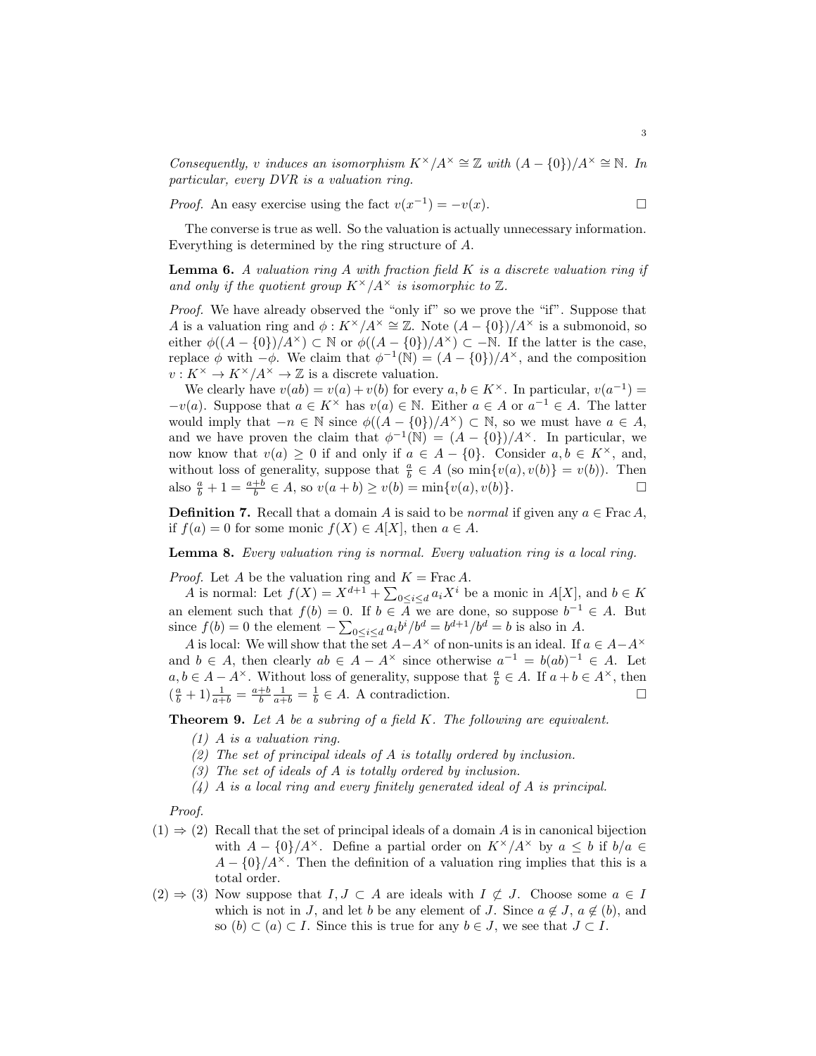*Consequently, $v$ induces an isomorphism $K^\times/A^\times \cong \mathbb{Z}$ with $(A - \{0\})/A^\times \cong \mathbb{N}$. In particular, every DVR is a valuation ring.*

*Proof.* An easy exercise using the fact $v(x^{-1}) = -v(x)$. $\square$

The converse is true as well. So the valuation is actually unnecessary information. Everything is determined by the ring structure of $A$.

**Lemma 6.** *A valuation ring $A$ with fraction field $K$ is a discrete valuation ring if and only if the quotient group $K^\times/A^\times$ is isomorphic to $\mathbb{Z}$.*

*Proof.* We have already observed the "only if" so we prove the "if". Suppose that $A$ is a valuation ring and $\phi : K^\times/A^\times \cong \mathbb{Z}$. Note $(A - \{0\})/A^\times$ is a submonoid, so either $\phi((A - \{0\})/A^\times) \subset \mathbb{N}$ or $\phi((A - \{0\})/A^\times) \subset -\mathbb{N}$. If the latter is the case, replace $\phi$ with $-\phi$. We claim that $\phi^{-1}(\mathbb{N}) = (A - \{0\})/A^\times$, and the composition $v : K^\times \to K^\times/A^\times \to \mathbb{Z}$ is a discrete valuation.

We clearly have $v(ab) = v(a) + v(b)$ for every $a, b \in K^\times$. In particular, $v(a^{-1}) = -v(a)$. Suppose that $a \in K^\times$ has $v(a) \in \mathbb{N}$. Either $a \in A$ or $a^{-1} \in A$. The latter would imply that $-n \in \mathbb{N}$ since $\phi((A - \{0\})/A^\times) \subset \mathbb{N}$, so we must have $a \in A$, and we have proven the claim that $\phi^{-1}(\mathbb{N}) = (A - \{0\})/A^\times$. In particular, we now know that $v(a) \geq 0$ if and only if $a \in A - \{0\}$. Consider $a, b \in K^\times$, and, without loss of generality, suppose that $\frac{a}{b} \in A$ (so $\min\{v(a), v(b)\} = v(b)$). Then also $\frac{a}{b} + 1 = \frac{a+b}{b} \in A$, so $v(a + b) \geq v(b) = \min\{v(a), v(b)\}$. $\square$

**Definition 7.** Recall that a domain $A$ is said to be *normal* if given any $a \in \operatorname{Frac} A$, if $f(a) = 0$ for some monic $f(X) \in A[X]$, then $a \in A$.

**Lemma 8.** *Every valuation ring is normal. Every valuation ring is a local ring.*

*Proof.* Let $A$ be the valuation ring and $K = \operatorname{Frac} A$.

$A$ is normal: Let $f(X) = X^{d+1} + \sum_{0 \leq i \leq d} a_i X^i$ be a monic in $A[X]$, and $b \in K$ an element such that $f(b) = 0$. If $b \in A$ we are done, so suppose $b^{-1} \in A$. But since $f(b) = 0$ the element $-\sum_{0 \leq i \leq d} a_i b^i / b^d = b^{d+1}/b^d = b$ is also in $A$.

$A$ is local: We will show that the set $A - A^\times$ of non-units is an ideal. If $a \in A - A^\times$ and $b \in A$, then clearly $ab \in A - A^\times$ since otherwise $a^{-1} = b(ab)^{-1} \in A$. Let $a, b \in A - A^\times$. Without loss of generality, suppose that $\frac{a}{b} \in A$. If $a + b \in A^\times$, then $(\frac{a}{b} + 1)\frac{1}{a+b} = \frac{a+b}{b}\frac{1}{a+b} = \frac{1}{b} \in A$. A contradiction. $\square$

**Theorem 9.** *Let $A$ be a subring of a field $K$. The following are equivalent.*

*(1) $A$ is a valuation ring.*
*(2) The set of principal ideals of $A$ is totally ordered by inclusion.*
*(3) The set of ideals of $A$ is totally ordered by inclusion.*
*(4) $A$ is a local ring and every finitely generated ideal of $A$ is principal.*

*Proof.*

$(1) \Rightarrow (2)$ Recall that the set of principal ideals of a domain $A$ is in canonical bijection with $A - \{0\}/A^\times$. Define a partial order on $K^\times/A^\times$ by $a \leq b$ if $b/a \in A - \{0\}/A^\times$. Then the definition of a valuation ring implies that this is a total order.

$(2) \Rightarrow (3)$ Now suppose that $I, J \subset A$ are ideals with $I \not\subset J$. Choose some $a \in I$ which is not in $J$, and let $b$ be any element of $J$. Since $a \notin J$, $a \notin (b)$, and so $(b) \subset (a) \subset I$. Since this is true for any $b \in J$, we see that $J \subset I$.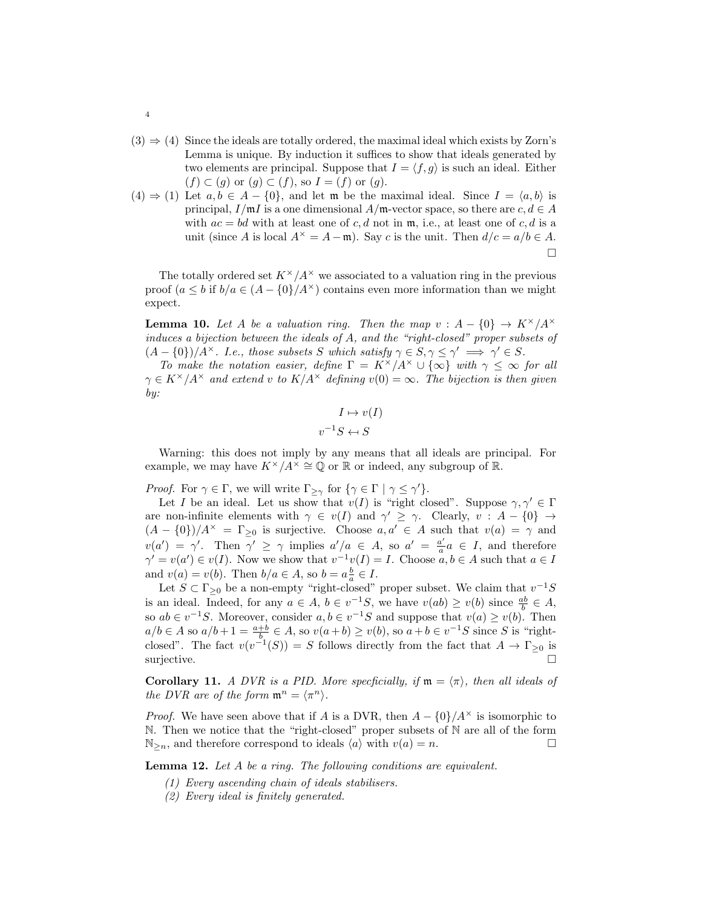(3) $\Rightarrow$ (4) Since the ideals are totally ordered, the maximal ideal which exists by Zorn's Lemma is unique. By induction it suffices to show that ideals generated by two elements are principal. Suppose that $I = \langle f, g \rangle$ is such an ideal. Either $(f) \subset (g)$ or $(g) \subset (f)$, so $I = (f)$ or $(g)$.

(4) $\Rightarrow$ (1) Let $a, b \in A - \{0\}$, and let $\mathfrak{m}$ be the maximal ideal. Since $I = \langle a, b \rangle$ is principal, $I/\mathfrak{m}I$ is a one dimensional $A/\mathfrak{m}$-vector space, so there are $c, d \in A$ with $ac = bd$ with at least one of $c, d$ not in $\mathfrak{m}$, i.e., at least one of $c, d$ is a unit (since $A$ is local $A^\times = A - \mathfrak{m}$). Say $c$ is the unit. Then $d/c = a/b \in A$. $\square$

The totally ordered set $K^\times/A^\times$ we associated to a valuation ring in the previous proof ($a \leq b$ if $b/a \in (A - \{0\}/A^\times)$ contains even more information than we might expect.

**Lemma 10.** *Let $A$ be a valuation ring. Then the map $v : A - \{0\} \to K^\times/A^\times$ induces a bijection between the ideals of $A$, and the "right-closed" proper subsets of $(A - \{0\})/A^\times$. I.e., those subsets $S$ which satisfy $\gamma \in S, \gamma \leq \gamma' \implies \gamma' \in S$.*

*To make the notation easier, define $\Gamma = K^\times/A^\times \cup \{\infty\}$ with $\gamma \leq \infty$ for all $\gamma \in K^\times/A^\times$ and extend $v$ to $K/A^\times$ defining $v(0) = \infty$. The bijection is then given by:*

$$I \mapsto v(I)$$

$$v^{-1}S \leftarrow S$$

Warning: this does not imply by any means that all ideals are principal. For example, we may have $K^\times/A^\times \cong \mathbb{Q}$ or $\mathbb{R}$ or indeed, any subgroup of $\mathbb{R}$.

*Proof.* For $\gamma \in \Gamma$, we will write $\Gamma_{\geq \gamma}$ for $\{\gamma \in \Gamma \mid \gamma \leq \gamma'\}$.

Let $I$ be an ideal. Let us show that $v(I)$ is "right closed". Suppose $\gamma, \gamma' \in \Gamma$ are non-infinite elements with $\gamma \in v(I)$ and $\gamma' \geq \gamma$. Clearly, $v : A - \{0\} \to (A - \{0\})/A^\times = \Gamma_{\geq 0}$ is surjective. Choose $a, a' \in A$ such that $v(a) = \gamma$ and $v(a') = \gamma'$. Then $\gamma' \geq \gamma$ implies $a'/a \in A$, so $a' = \frac{a'}{a} a \in I$, and therefore $\gamma' = v(a') \in v(I)$. Now we show that $v^{-1}v(I) = I$. Choose $a, b \in A$ such that $a \in I$ and $v(a) = v(b)$. Then $b/a \in A$, so $b = a\frac{b}{a} \in I$.

Let $S \subset \Gamma_{\geq 0}$ be a non-empty "right-closed" proper subset. We claim that $v^{-1}S$ is an ideal. Indeed, for any $a \in A$, $b \in v^{-1}S$, we have $v(ab) \geq v(b)$ since $\frac{ab}{b} \in A$, so $ab \in v^{-1}S$. Moreover, consider $a, b \in v^{-1}S$ and suppose that $v(a) \geq v(b)$. Then $a/b \in A$ so $a/b + 1 = \frac{a+b}{b} \in A$, so $v(a+b) \geq v(b)$, so $a + b \in v^{-1}S$ since $S$ is "right-closed". The fact $v(v^{-1}(S)) = S$ follows directly from the fact that $A \to \Gamma_{\geq 0}$ is surjective. $\square$

**Corollary 11.** *A DVR is a PID. More specficially, if $\mathfrak{m} = \langle \pi \rangle$, then all ideals of the DVR are of the form $\mathfrak{m}^n = \langle \pi^n \rangle$.*

*Proof.* We have seen above that if $A$ is a DVR, then $A - \{0\}/A^\times$ is isomorphic to $\mathbb{N}$. Then we notice that the "right-closed" proper subsets of $\mathbb{N}$ are all of the form $\mathbb{N}_{\geq n}$, and therefore correspond to ideals $\langle a \rangle$ with $v(a) = n$. $\square$

**Lemma 12.** *Let $A$ be a ring. The following conditions are equivalent.*

*(1) Every ascending chain of ideals stabilisers.*
*(2) Every ideal is finitely generated.*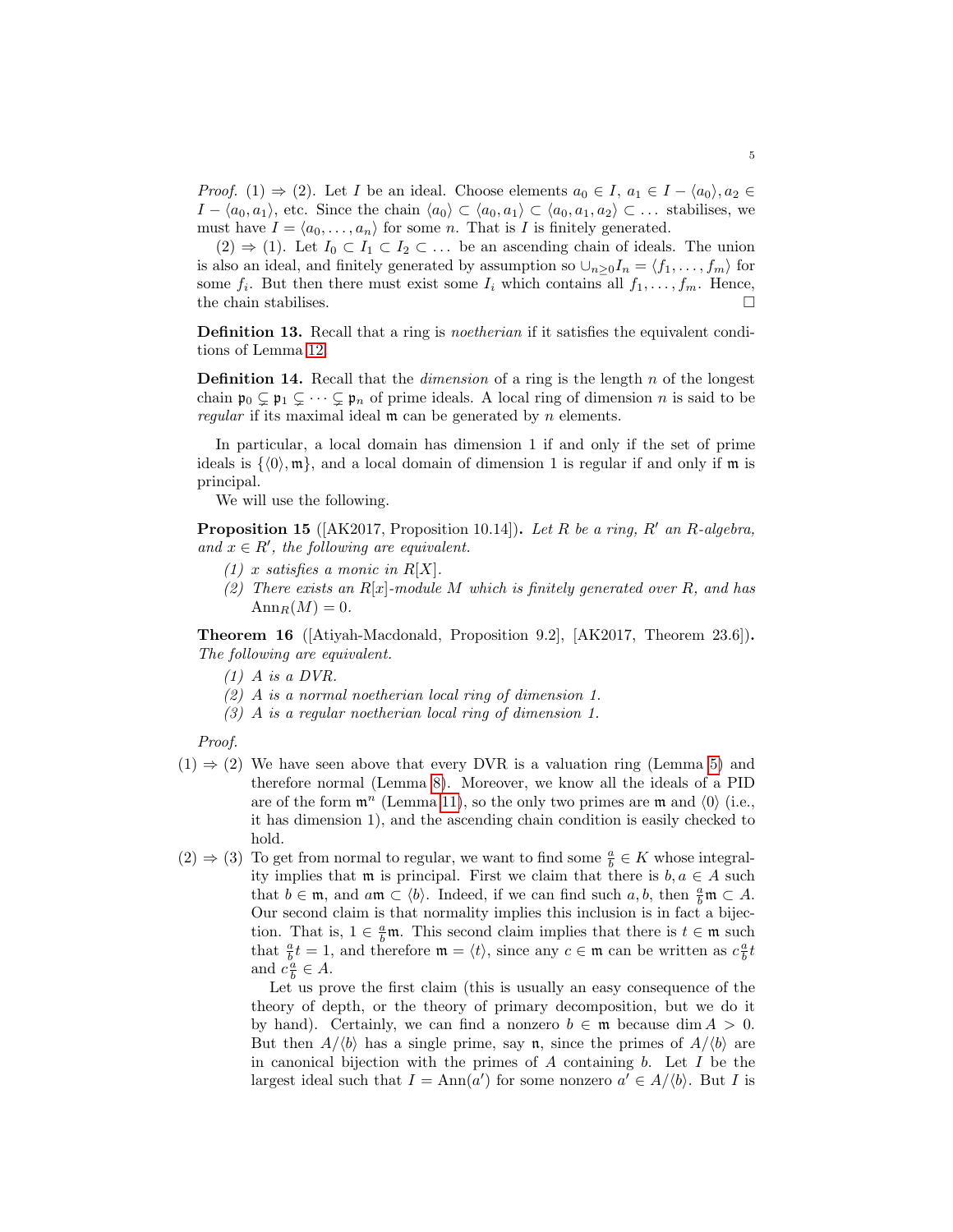*Proof.* (1) $\Rightarrow$ (2). Let $I$ be an ideal. Choose elements $a_0 \in I$, $a_1 \in I - \langle a_0 \rangle, a_2 \in I - \langle a_0, a_1 \rangle$, etc. Since the chain $\langle a_0 \rangle \subset \langle a_0, a_1 \rangle \subset \langle a_0, a_1, a_2 \rangle \subset \dots$ stabilises, we must have $I = \langle a_0, \dots, a_n \rangle$ for some $n$. That is $I$ is finitely generated.

(2) $\Rightarrow$ (1). Let $I_0 \subset I_1 \subset I_2 \subset \dots$ be an ascending chain of ideals. The union is also an ideal, and finitely generated by assumption so $\cup_{n \geq 0} I_n = \langle f_1, \dots, f_m \rangle$ for some $f_i$. But then there must exist some $I_i$ which contains all $f_1, \dots, f_m$. Hence, the chain stabilises. $\square$

**Definition 13.** Recall that a ring is *noetherian* if it satisfies the equivalent conditions of Lemma 12.

**Definition 14.** Recall that the *dimension* of a ring is the length $n$ of the longest chain $\mathfrak{p}_0 \subsetneq \mathfrak{p}_1 \subsetneq \dots \subsetneq \mathfrak{p}_n$ of prime ideals. A local ring of dimension $n$ is said to be *regular* if its maximal ideal $\mathfrak{m}$ can be generated by $n$ elements.

In particular, a local domain has dimension 1 if and only if the set of prime ideals is $\{\langle 0 \rangle, \mathfrak{m}\}$, and a local domain of dimension 1 is regular if and only if $\mathfrak{m}$ is principal.

We will use the following.

**Proposition 15** ([AK2017, Proposition 10.14])**.** *Let $R$ be a ring, $R'$ an $R$-algebra, and $x \in R'$, the following are equivalent.*

1. *$x$ satisfies a monic in $R[X]$.*
2. *There exists an $R[x]$-module $M$ which is finitely generated over $R$, and has $\mathrm{Ann}_R(M) = 0$.*

**Theorem 16** ([Atiyah-Macdonald, Proposition 9.2], [AK2017, Theorem 23.6])**.** *The following are equivalent.*

1. *$A$ is a DVR.*
2. *$A$ is a normal noetherian local ring of dimension 1.*
3. *$A$ is a regular noetherian local ring of dimension 1.*

*Proof.*

(1) $\Rightarrow$ (2) We have seen above that every DVR is a valuation ring (Lemma 5) and therefore normal (Lemma 8). Moreover, we know all the ideals of a PID are of the form $\mathfrak{m}^n$ (Lemma 11), so the only two primes are $\mathfrak{m}$ and $\langle 0 \rangle$ (i.e., it has dimension 1), and the ascending chain condition is easily checked to hold.

(2) $\Rightarrow$ (3) To get from normal to regular, we want to find some $\frac{a}{b} \in K$ whose integrality implies that $\mathfrak{m}$ is principal. First we claim that there is $b, a \in A$ such that $b \in \mathfrak{m}$, and $a\mathfrak{m} \subset \langle b \rangle$. Indeed, if we can find such $a, b$, then $\frac{a}{b}\mathfrak{m} \subset A$. Our second claim is that normality implies this inclusion is in fact a bijection. That is, $1 \in \frac{a}{b}\mathfrak{m}$. This second claim implies that there is $t \in \mathfrak{m}$ such that $\frac{a}{b}t = 1$, and therefore $\mathfrak{m} = \langle t \rangle$, since any $c \in \mathfrak{m}$ can be written as $c\frac{a}{b}t$ and $c\frac{a}{b} \in A$.

Let us prove the first claim (this is usually an easy consequence of the theory of depth, or the theory of primary decomposition, but we do it by hand). Certainly, we can find a nonzero $b \in \mathfrak{m}$ because $\dim A > 0$. But then $A/\langle b \rangle$ has a single prime, say $\mathfrak{n}$, since the primes of $A/\langle b \rangle$ are in canonical bijection with the primes of $A$ containing $b$. Let $I$ be the largest ideal such that $I = \mathrm{Ann}(a')$ for some nonzero $a' \in A/\langle b \rangle$. But $I$ is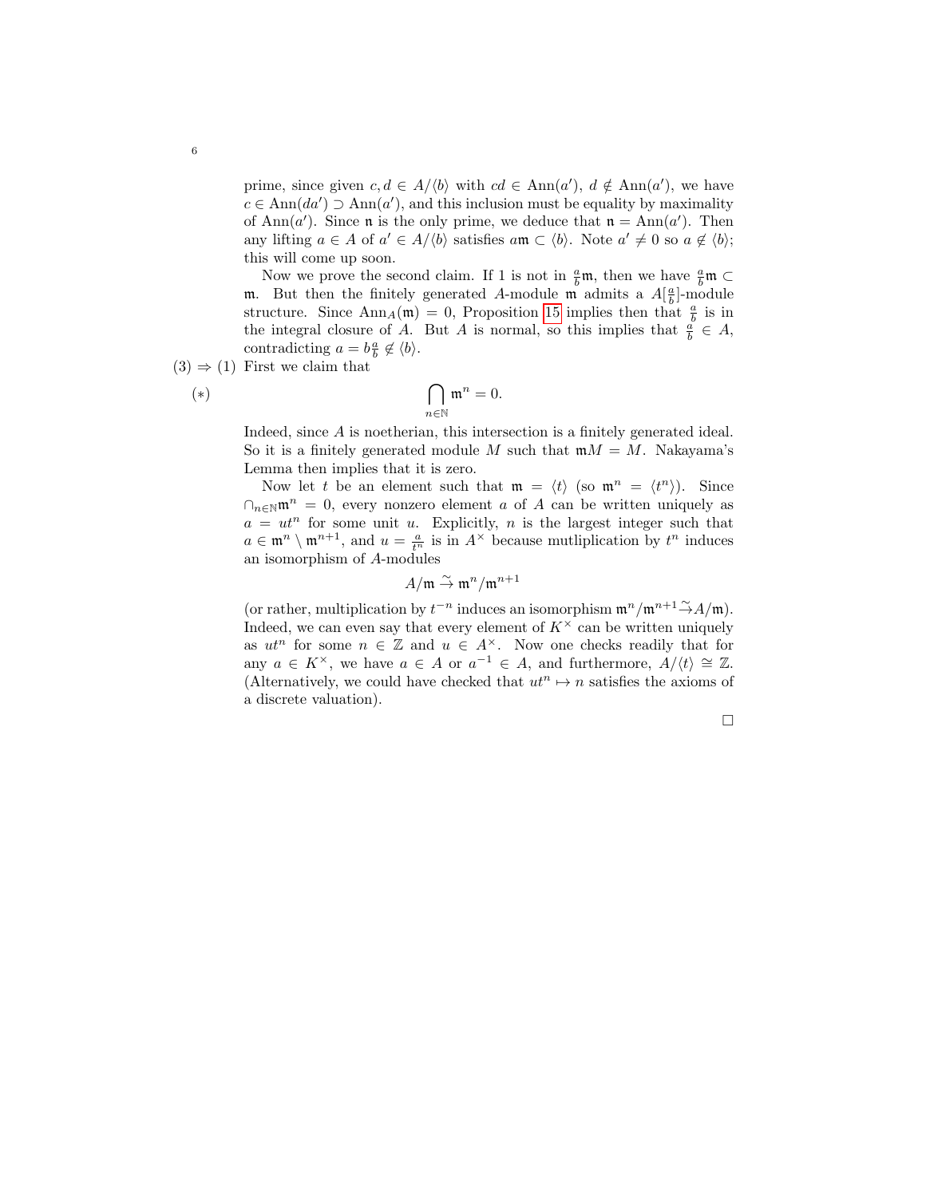prime, since given $c, d \in A/\langle b \rangle$ with $cd \in \mathrm{Ann}(a')$, $d \notin \mathrm{Ann}(a')$, we have $c \in \mathrm{Ann}(da') \supset \mathrm{Ann}(a')$, and this inclusion must be equality by maximality of $\mathrm{Ann}(a')$. Since $\mathfrak{n}$ is the only prime, we deduce that $\mathfrak{n} = \mathrm{Ann}(a')$. Then any lifting $a \in A$ of $a' \in A/\langle b \rangle$ satisfies $a\mathfrak{m} \subset \langle b \rangle$. Note $a' \neq 0$ so $a \notin \langle b \rangle$; this will come up soon.

Now we prove the second claim. If 1 is not in $\frac{a}{b}\mathfrak{m}$, then we have $\frac{a}{b}\mathfrak{m} \subset \mathfrak{m}$. But then the finitely generated $A$-module $\mathfrak{m}$ admits a $A[\frac{a}{b}]$-module structure. Since $\mathrm{Ann}_A(\mathfrak{m}) = 0$, Proposition 15 implies then that $\frac{a}{b}$ is in the integral closure of $A$. But $A$ is normal, so this implies that $\frac{a}{b} \in A$, contradicting $a = b\frac{a}{b} \notin \langle b \rangle$.

(3) ⇒ (1) First we claim that

$$(*) \qquad \bigcap_{n \in \mathbb{N}} \mathfrak{m}^n = 0.$$

Indeed, since $A$ is noetherian, this intersection is a finitely generated ideal. So it is a finitely generated module $M$ such that $\mathfrak{m}M = M$. Nakayama's Lemma then implies that it is zero.

Now let $t$ be an element such that $\mathfrak{m} = \langle t \rangle$ (so $\mathfrak{m}^n = \langle t^n \rangle$). Since $\cap_{n \in \mathbb{N}} \mathfrak{m}^n = 0$, every nonzero element $a$ of $A$ can be written uniquely as $a = ut^n$ for some unit $u$. Explicitly, $n$ is the largest integer such that $a \in \mathfrak{m}^n \setminus \mathfrak{m}^{n+1}$, and $u = \frac{a}{t^n}$ is in $A^\times$ because mutliplication by $t^n$ induces an isomorphism of $A$-modules

$$A/\mathfrak{m} \xrightarrow{\sim} \mathfrak{m}^n/\mathfrak{m}^{n+1}$$

(or rather, multiplication by $t^{-n}$ induces an isomorphism $\mathfrak{m}^n/\mathfrak{m}^{n+1} \xrightarrow{\sim} A/\mathfrak{m}$). Indeed, we can even say that every element of $K^\times$ can be written uniquely as $ut^n$ for some $n \in \mathbb{Z}$ and $u \in A^\times$. Now one checks readily that for any $a \in K^\times$, we have $a \in A$ or $a^{-1} \in A$, and furthermore, $A/\langle t \rangle \cong \mathbb{Z}$. (Alternatively, we could have checked that $ut^n \mapsto n$ satisfies the axioms of a discrete valuation).

□